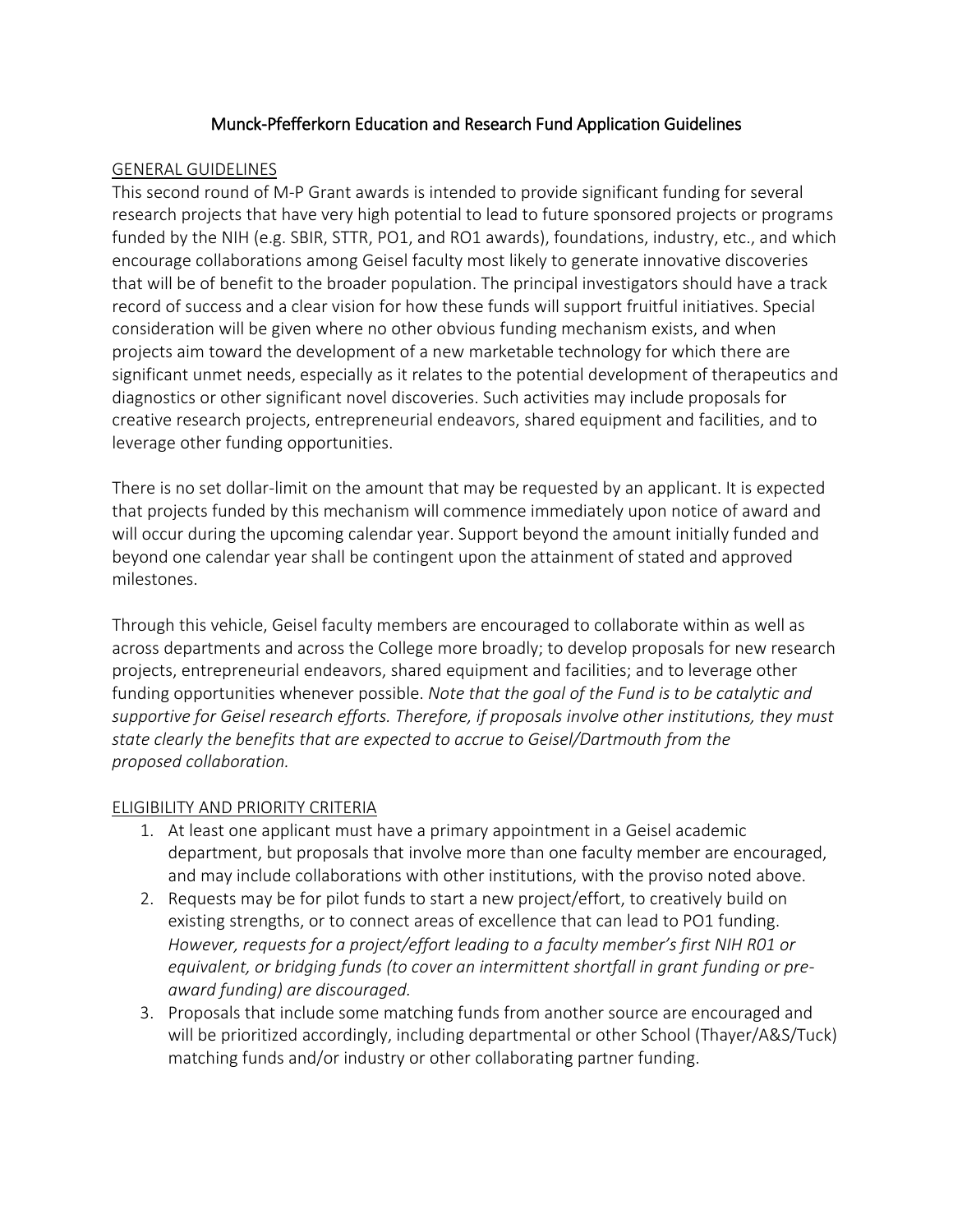# Munck-Pfefferkorn Education and Research Fund Application Guidelines

## GENERAL GUIDELINES

This second round of M-P Grant awards is intended to provide significant funding for several research projects that have very high potential to lead to future sponsored projects or programs funded by the NIH (e.g. SBIR, STTR, PO1, and RO1 awards), foundations, industry, etc., and which encourage collaborations among Geisel faculty most likely to generate innovative discoveries that will be of benefit to the broader population. The principal investigators should have a track record of success and a clear vision for how these funds will support fruitful initiatives. Special consideration will be given where no other obvious funding mechanism exists, and when projects aim toward the development of a new marketable technology for which there are significant unmet needs, especially as it relates to the potential development of therapeutics and diagnostics or other significant novel discoveries. Such activities may include proposals for creative research projects, entrepreneurial endeavors, shared equipment and facilities, and to leverage other funding opportunities.

There is no set dollar-limit on the amount that may be requested by an applicant. It is expected that projects funded by this mechanism will commence immediately upon notice of award and will occur during the upcoming calendar year. Support beyond the amount initially funded and beyond one calendar year shall be contingent upon the attainment of stated and approved milestones.

Through this vehicle, Geisel faculty members are encouraged to collaborate within as well as across departments and across the College more broadly; to develop proposals for new research projects, entrepreneurial endeavors, shared equipment and facilities; and to leverage other funding opportunities whenever possible. *Note that the goal of the Fund is to be catalytic and supportive for Geisel research efforts. Therefore, if proposals involve other institutions, they must state clearly the benefits that are expected to accrue to Geisel/Dartmouth from the proposed collaboration.*

## ELIGIBILITY AND PRIORITY CRITERIA

1. At least one applicant must have a primary appointment in a Geisel academic department, but proposals that involve more than one faculty member are encouraged, and may include collaborations with other institutions, with the proviso noted above.
2. Requests may be for pilot funds to start a new project/effort, to creatively build on existing strengths, or to connect areas of excellence that can lead to PO1 funding. *However, requests for a project/effort leading to a faculty member's first NIH R01 or equivalent, or bridging funds (to cover an intermittent shortfall in grant funding or pre-award funding) are discouraged.*
3. Proposals that include some matching funds from another source are encouraged and will be prioritized accordingly, including departmental or other School (Thayer/A&S/Tuck) matching funds and/or industry or other collaborating partner funding.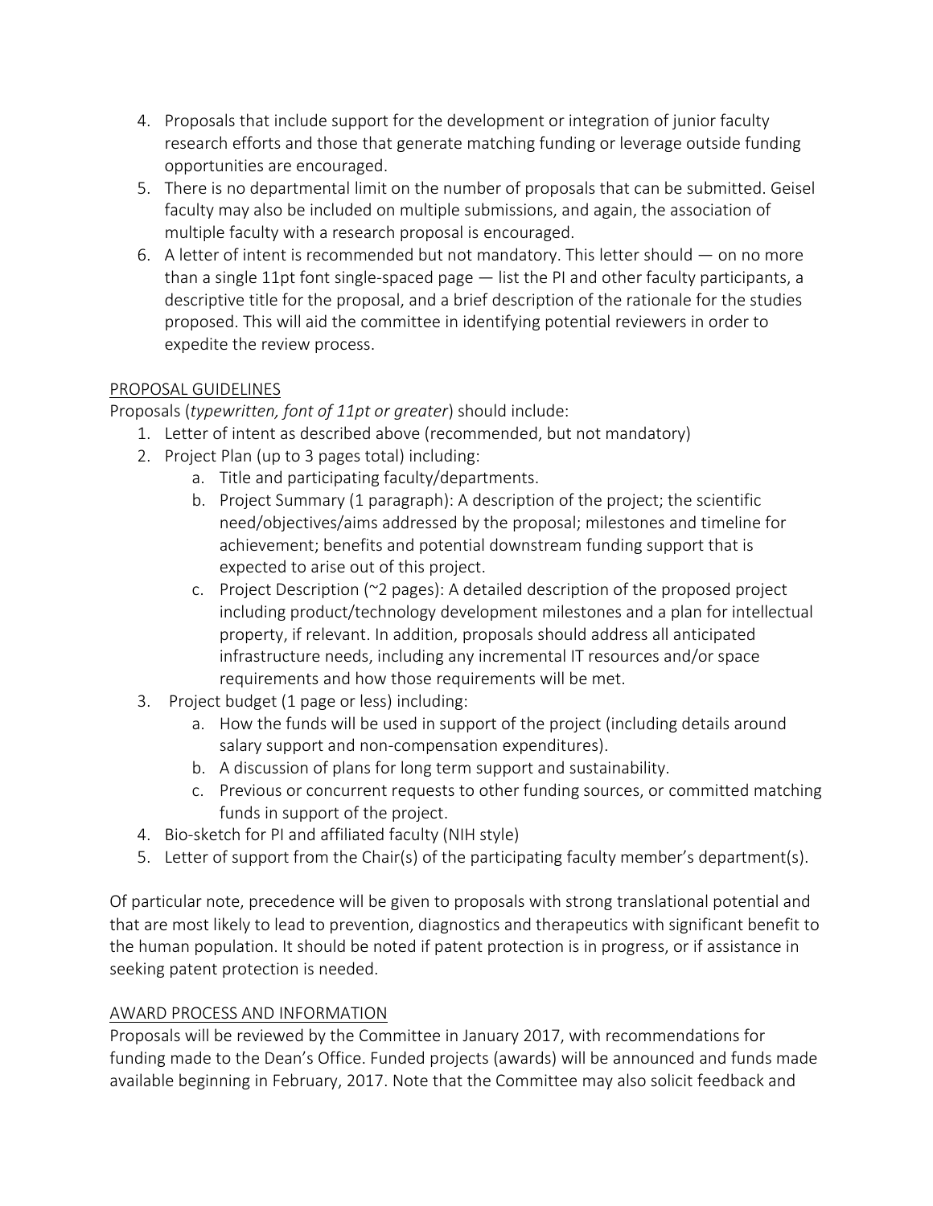4. Proposals that include support for the development or integration of junior faculty research efforts and those that generate matching funding or leverage outside funding opportunities are encouraged.
5. There is no departmental limit on the number of proposals that can be submitted. Geisel faculty may also be included on multiple submissions, and again, the association of multiple faculty with a research proposal is encouraged.
6. A letter of intent is recommended but not mandatory. This letter should — on no more than a single 11pt font single-spaced page — list the PI and other faculty participants, a descriptive title for the proposal, and a brief description of the rationale for the studies proposed. This will aid the committee in identifying potential reviewers in order to expedite the review process.

PROPOSAL GUIDELINES

Proposals (*typewritten, font of 11pt or greater*) should include:

1. Letter of intent as described above (recommended, but not mandatory)
2. Project Plan (up to 3 pages total) including:
   a. Title and participating faculty/departments.
   b. Project Summary (1 paragraph): A description of the project; the scientific need/objectives/aims addressed by the proposal; milestones and timeline for achievement; benefits and potential downstream funding support that is expected to arise out of this project.
   c. Project Description (~2 pages): A detailed description of the proposed project including product/technology development milestones and a plan for intellectual property, if relevant. In addition, proposals should address all anticipated infrastructure needs, including any incremental IT resources and/or space requirements and how those requirements will be met.
3. Project budget (1 page or less) including:
   a. How the funds will be used in support of the project (including details around salary support and non-compensation expenditures).
   b. A discussion of plans for long term support and sustainability.
   c. Previous or concurrent requests to other funding sources, or committed matching funds in support of the project.
4. Bio-sketch for PI and affiliated faculty (NIH style)
5. Letter of support from the Chair(s) of the participating faculty member's department(s).

Of particular note, precedence will be given to proposals with strong translational potential and that are most likely to lead to prevention, diagnostics and therapeutics with significant benefit to the human population. It should be noted if patent protection is in progress, or if assistance in seeking patent protection is needed.

AWARD PROCESS AND INFORMATION

Proposals will be reviewed by the Committee in January 2017, with recommendations for funding made to the Dean's Office. Funded projects (awards) will be announced and funds made available beginning in February, 2017. Note that the Committee may also solicit feedback and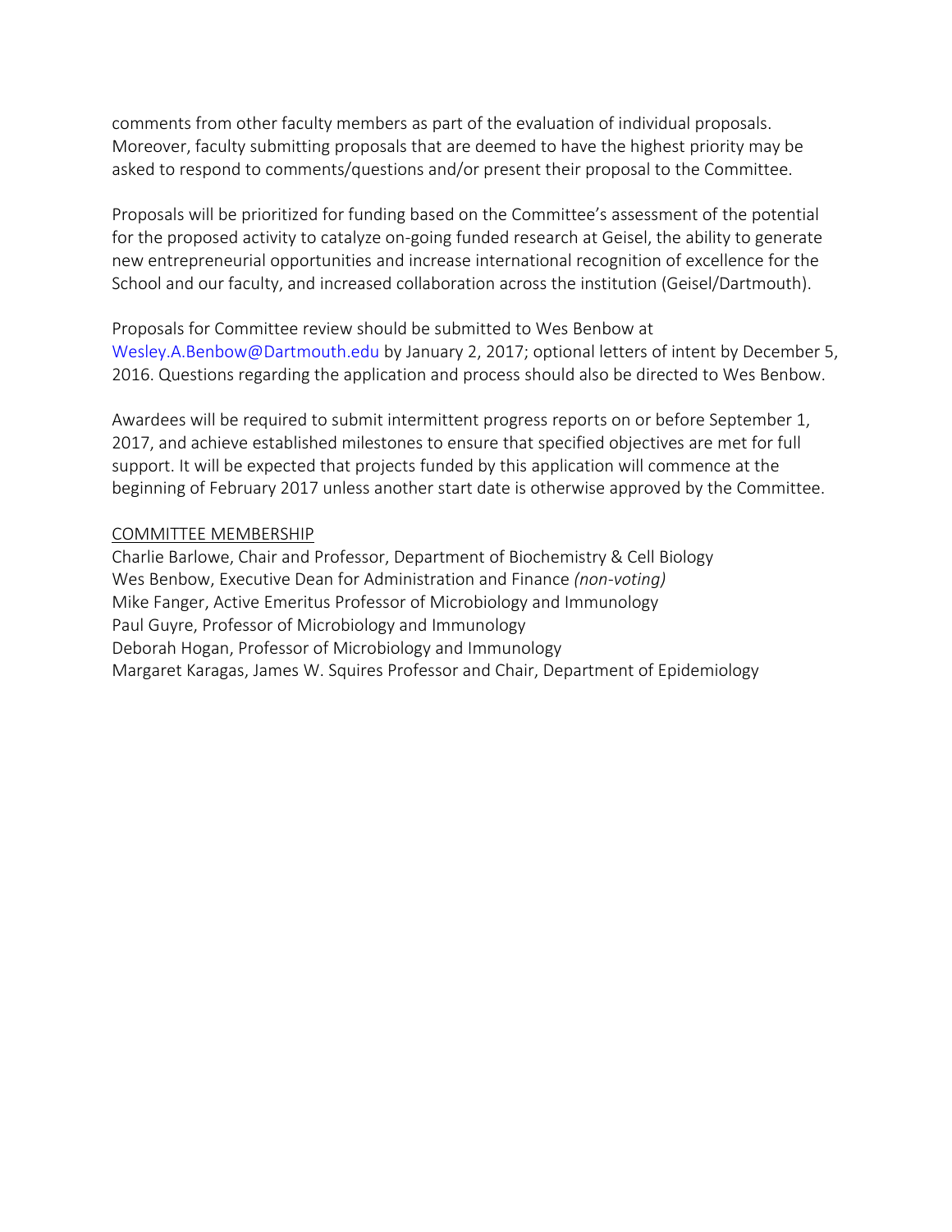comments from other faculty members as part of the evaluation of individual proposals. Moreover, faculty submitting proposals that are deemed to have the highest priority may be asked to respond to comments/questions and/or present their proposal to the Committee.

Proposals will be prioritized for funding based on the Committee's assessment of the potential for the proposed activity to catalyze on-going funded research at Geisel, the ability to generate new entrepreneurial opportunities and increase international recognition of excellence for the School and our faculty, and increased collaboration across the institution (Geisel/Dartmouth).

Proposals for Committee review should be submitted to Wes Benbow at Wesley.A.Benbow@Dartmouth.edu by January 2, 2017; optional letters of intent by December 5, 2016. Questions regarding the application and process should also be directed to Wes Benbow.

Awardees will be required to submit intermittent progress reports on or before September 1, 2017, and achieve established milestones to ensure that specified objectives are met for full support. It will be expected that projects funded by this application will commence at the beginning of February 2017 unless another start date is otherwise approved by the Committee.

COMMITTEE MEMBERSHIP

Charlie Barlowe, Chair and Professor, Department of Biochemistry & Cell Biology
Wes Benbow, Executive Dean for Administration and Finance *(non-voting)*
Mike Fanger, Active Emeritus Professor of Microbiology and Immunology
Paul Guyre, Professor of Microbiology and Immunology
Deborah Hogan, Professor of Microbiology and Immunology
Margaret Karagas, James W. Squires Professor and Chair, Department of Epidemiology